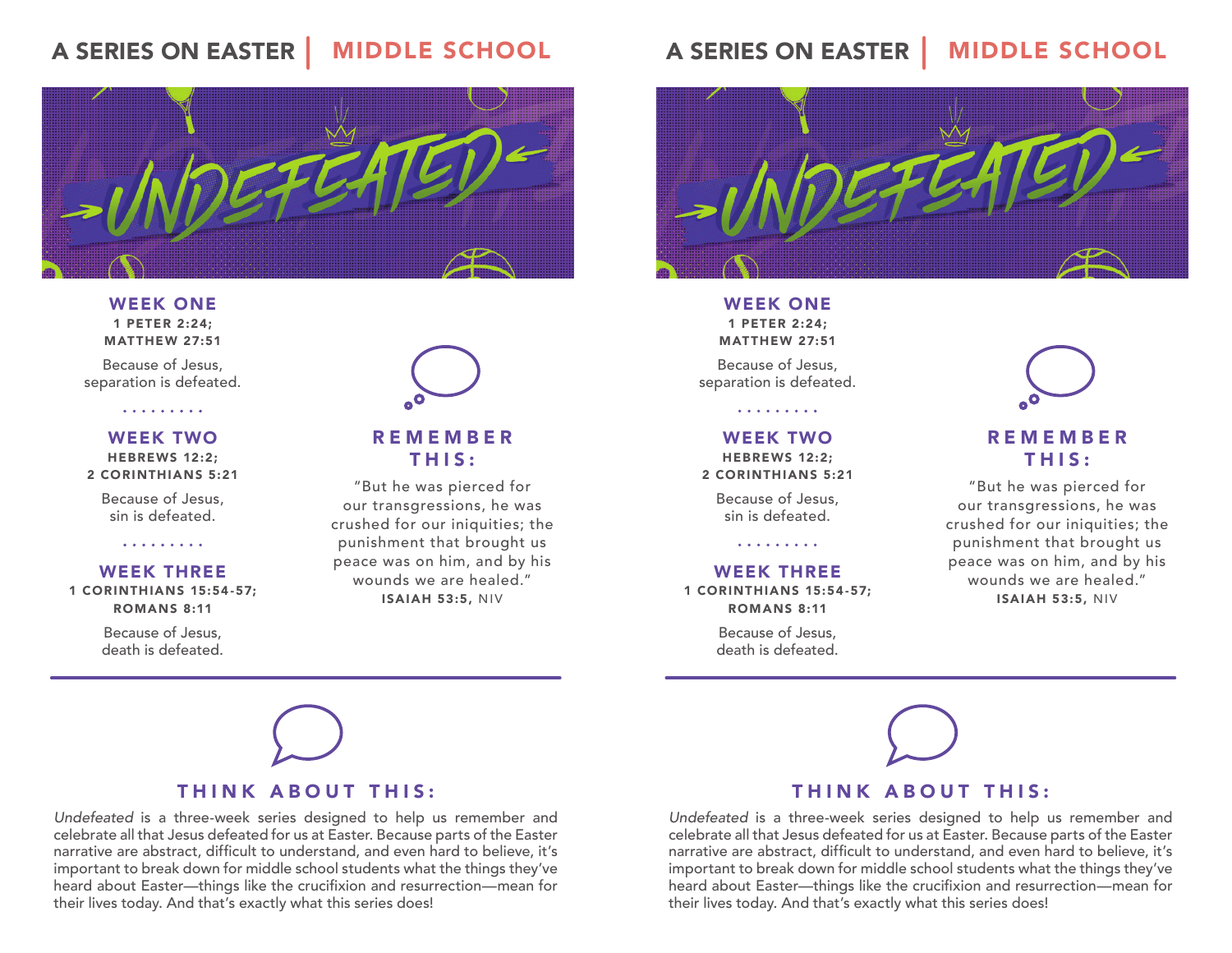# A SERIES ON EASTER | MIDDLE SCHOOL

## UNDEFEATED

### WEEK ONE
**1 PETER 2:24; MATTHEW 27:51**

Because of Jesus, separation is defeated.

### WEEK TWO
**HEBREWS 12:2; 2 CORINTHIANS 5:21**

Because of Jesus, sin is defeated.

### WEEK THREE
**1 CORINTHIANS 15:54-57; ROMANS 8:11**

Because of Jesus, death is defeated.

### REMEMBER THIS:

"But he was pierced for our transgressions, he was crushed for our iniquities; the punishment that brought us peace was on him, and by his wounds we are healed."
**ISAIAH 53:5,** NIV

### THINK ABOUT THIS:

*Undefeated* is a three-week series designed to help us remember and celebrate all that Jesus defeated for us at Easter. Because parts of the Easter narrative are abstract, difficult to understand, and even hard to believe, it's important to break down for middle school students what the things they've heard about Easter—things like the crucifixion and resurrection—mean for their lives today. And that's exactly what this series does!

# A SERIES ON EASTER | MIDDLE SCHOOL

## UNDEFEATED

### WEEK ONE
**1 PETER 2:24; MATTHEW 27:51**

Because of Jesus, separation is defeated.

### WEEK TWO
**HEBREWS 12:2; 2 CORINTHIANS 5:21**

Because of Jesus, sin is defeated.

### WEEK THREE
**1 CORINTHIANS 15:54-57; ROMANS 8:11**

Because of Jesus, death is defeated.

### REMEMBER THIS:

"But he was pierced for our transgressions, he was crushed for our iniquities; the punishment that brought us peace was on him, and by his wounds we are healed."
**ISAIAH 53:5,** NIV

### THINK ABOUT THIS:

*Undefeated* is a three-week series designed to help us remember and celebrate all that Jesus defeated for us at Easter. Because parts of the Easter narrative are abstract, difficult to understand, and even hard to believe, it's important to break down for middle school students what the things they've heard about Easter—things like the crucifixion and resurrection—mean for their lives today. And that's exactly what this series does!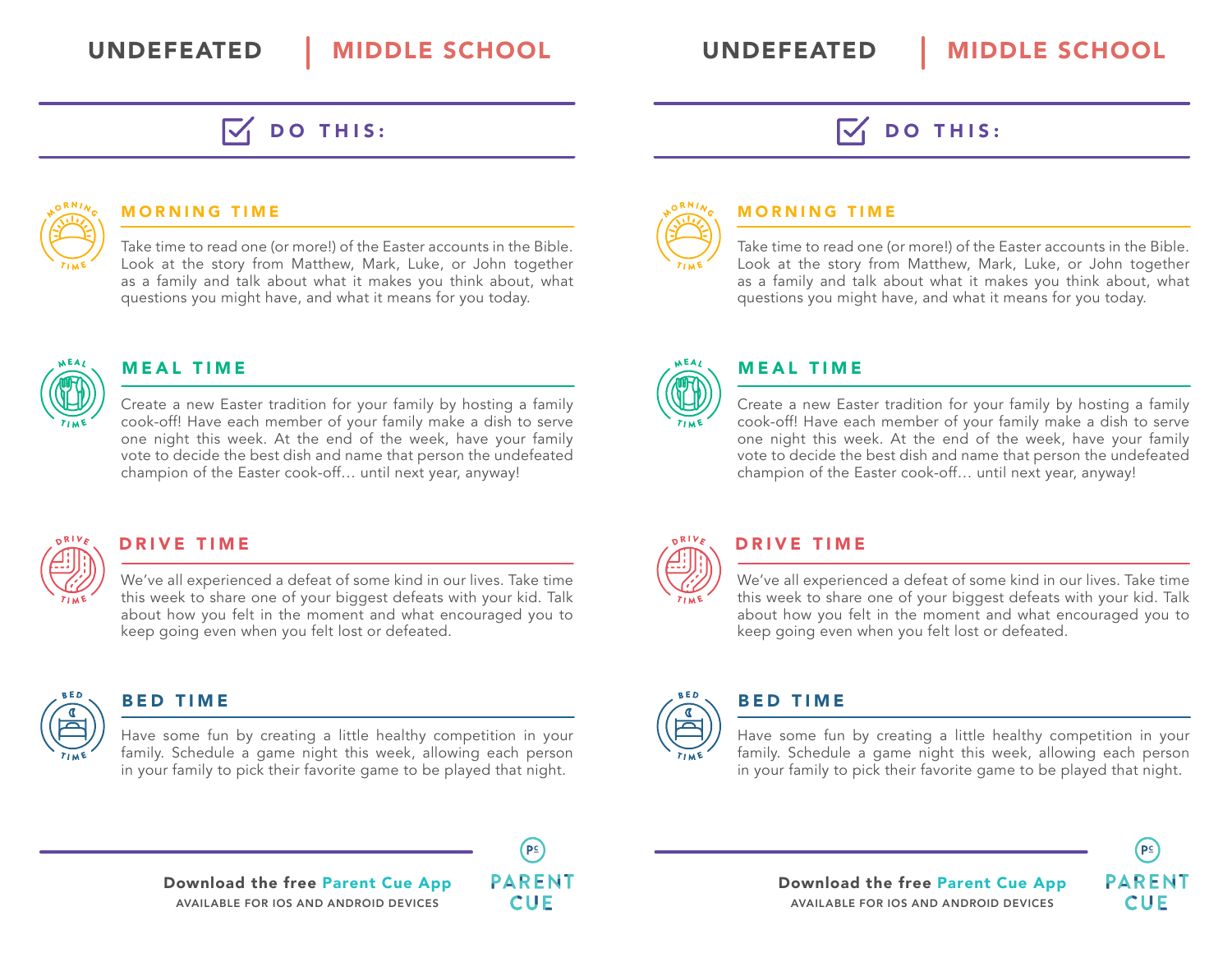UNDEFEATED | MIDDLE SCHOOL

## DO THIS:

### MORNING TIME

Take time to read one (or more!) of the Easter accounts in the Bible. Look at the story from Matthew, Mark, Luke, or John together as a family and talk about what it makes you think about, what questions you might have, and what it means for you today.

### MEAL TIME

Create a new Easter tradition for your family by hosting a family cook-off! Have each member of your family make a dish to serve one night this week. At the end of the week, have your family vote to decide the best dish and name that person the undefeated champion of the Easter cook-off… until next year, anyway!

### DRIVE TIME

We've all experienced a defeat of some kind in our lives. Take time this week to share one of your biggest defeats with your kid. Talk about how you felt in the moment and what encouraged you to keep going even when you felt lost or defeated.

### BED TIME

Have some fun by creating a little healthy competition in your family. Schedule a game night this week, allowing each person in your family to pick their favorite game to be played that night.

**Download the free Parent Cue App**
AVAILABLE FOR IOS AND ANDROID DEVICES

PARENT CUE

---

UNDEFEATED | MIDDLE SCHOOL

## DO THIS:

### MORNING TIME

Take time to read one (or more!) of the Easter accounts in the Bible. Look at the story from Matthew, Mark, Luke, or John together as a family and talk about what it makes you think about, what questions you might have, and what it means for you today.

### MEAL TIME

Create a new Easter tradition for your family by hosting a family cook-off! Have each member of your family make a dish to serve one night this week. At the end of the week, have your family vote to decide the best dish and name that person the undefeated champion of the Easter cook-off… until next year, anyway!

### DRIVE TIME

We've all experienced a defeat of some kind in our lives. Take time this week to share one of your biggest defeats with your kid. Talk about how you felt in the moment and what encouraged you to keep going even when you felt lost or defeated.

### BED TIME

Have some fun by creating a little healthy competition in your family. Schedule a game night this week, allowing each person in your family to pick their favorite game to be played that night.

**Download the free Parent Cue App**
AVAILABLE FOR IOS AND ANDROID DEVICES

PARENT CUE